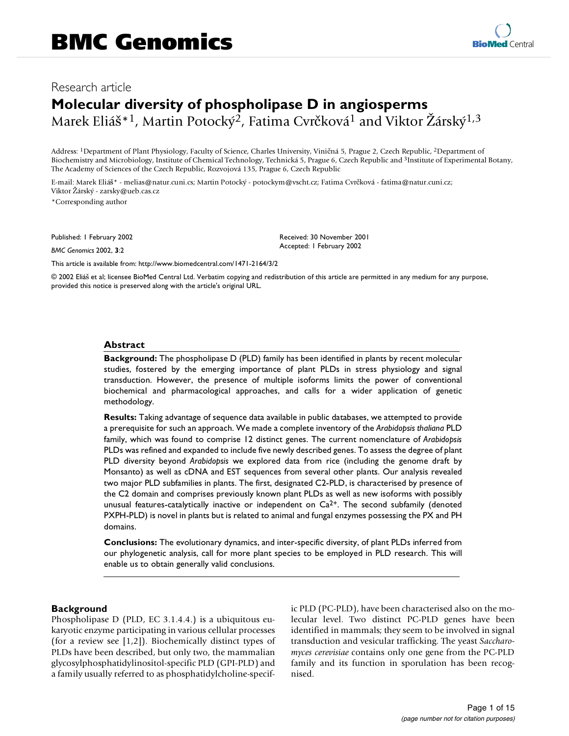Research article

# Molecular diversity of phospholipase D in angiosperms

Marek Eliáš*[1], Martin Potocký[2], Fatima Cvrčková[1] and Viktor Žárský[1,3]

Address: [1]Department of Plant Physiology, Faculty of Science, Charles University, Viničná 5, Prague 2, Czech Republic, [2]Department of Biochemistry and Microbiology, Institute of Chemical Technology, Technická 5, Prague 6, Czech Republic and [3]Institute of Experimental Botany, The Academy of Sciences of the Czech Republic, Rozvojová 135, Prague 6, Czech Republic

E-mail: Marek Eliáš* - melias@natur.cuni.cs; Martin Potocký - potockym@vscht.cz; Fatima Cvrčková - fatima@natur.cuni.cz; Viktor Žárský - zarsky@ueb.cas.cz

*Corresponding author

Published: 1 February 2002

*BMC Genomics* 2002, **3**:2

Received: 30 November 2001
Accepted: 1 February 2002

This article is available from: http://www.biomedcentral.com/1471-2164/3/2

© 2002 Eliáš et al; licensee BioMed Central Ltd. Verbatim copying and redistribution of this article are permitted in any medium for any purpose, provided this notice is preserved along with the article's original URL.

## Abstract

**Background:** The phospholipase D (PLD) family has been identified in plants by recent molecular studies, fostered by the emerging importance of plant PLDs in stress physiology and signal transduction. However, the presence of multiple isoforms limits the power of conventional biochemical and pharmacological approaches, and calls for a wider application of genetic methodology.

**Results:** Taking advantage of sequence data available in public databases, we attempted to provide a prerequisite for such an approach. We made a complete inventory of the *Arabidopsis thaliana* PLD family, which was found to comprise 12 distinct genes. The current nomenclature of *Arabidopsis* PLDs was refined and expanded to include five newly described genes. To assess the degree of plant PLD diversity beyond *Arabidopsis* we explored data from rice (including the genome draft by Monsanto) as well as cDNA and EST sequences from several other plants. Our analysis revealed two major PLD subfamilies in plants. The first, designated C2-PLD, is characterised by presence of the C2 domain and comprises previously known plant PLDs as well as new isoforms with possibly unusual features-catalytically inactive or independent on $Ca^{2+}$. The second subfamily (denoted PXPH-PLD) is novel in plants but is related to animal and fungal enzymes possessing the PX and PH domains.

**Conclusions:** The evolutionary dynamics, and inter-specific diversity, of plant PLDs inferred from our phylogenetic analysis, call for more plant species to be employed in PLD research. This will enable us to obtain generally valid conclusions.

## Background

Phospholipase D (PLD, EC 3.1.4.4.) is a ubiquitous eukaryotic enzyme participating in various cellular processes (for a review see [1,2]). Biochemically distinct types of PLDs have been described, but only two, the mammalian glycosylphosphatidylinositol-specific PLD (GPI-PLD) and a family usually referred to as phosphatidylcholine-specific PLD (PC-PLD), have been characterised also on the molecular level. Two distinct PC-PLD genes have been identified in mammals; they seem to be involved in signal transduction and vesicular trafficking. The yeast *Saccharomyces cerevisiae* contains only one gene from the PC-PLD family and its function in sporulation has been recognised.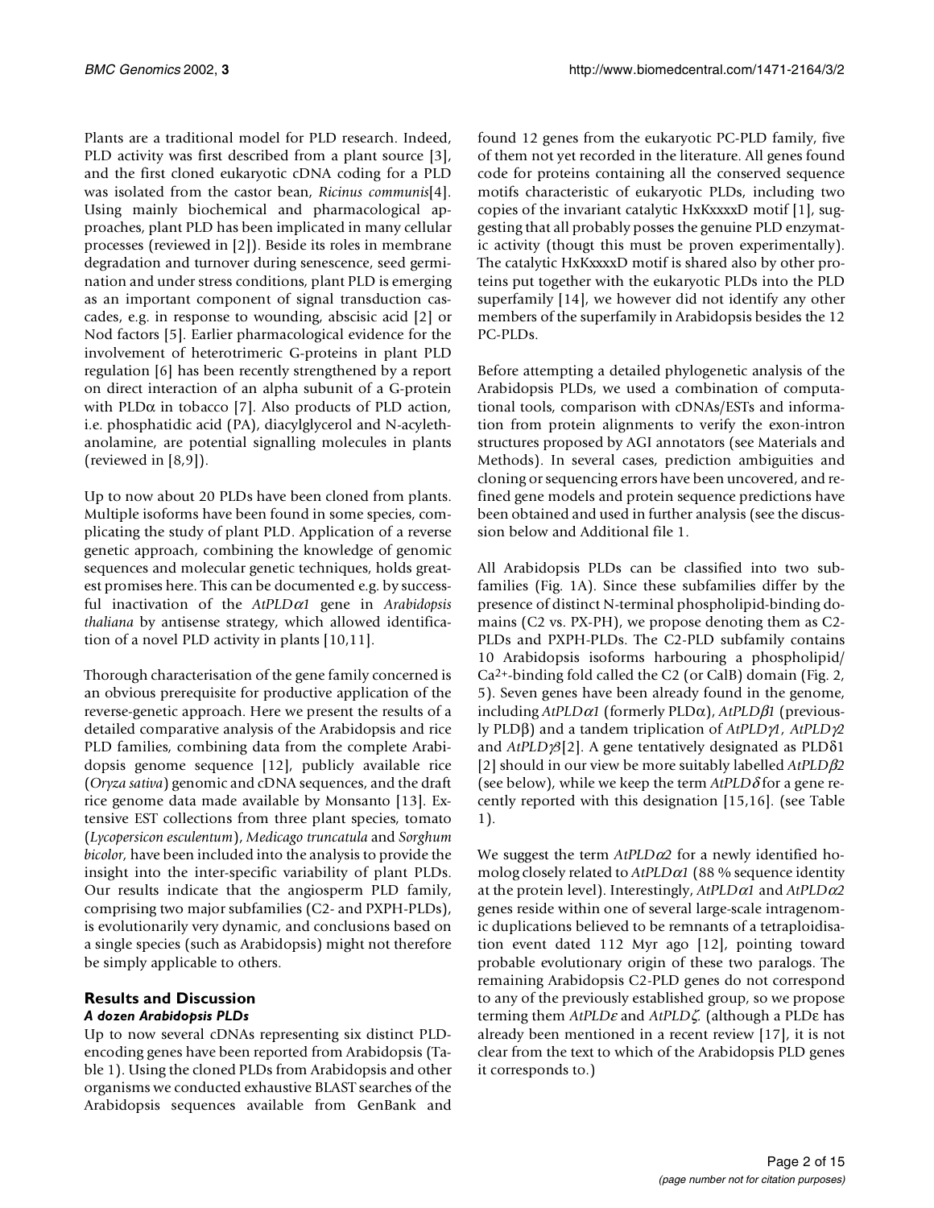Plants are a traditional model for PLD research. Indeed, PLD activity was first described from a plant source [3], and the first cloned eukaryotic cDNA coding for a PLD was isolated from the castor bean, *Ricinus communis*[4]. Using mainly biochemical and pharmacological approaches, plant PLD has been implicated in many cellular processes (reviewed in [2]). Beside its roles in membrane degradation and turnover during senescence, seed germination and under stress conditions, plant PLD is emerging as an important component of signal transduction cascades, e.g. in response to wounding, abscisic acid [2] or Nod factors [5]. Earlier pharmacological evidence for the involvement of heterotrimeric G-proteins in plant PLD regulation [6] has been recently strengthened by a report on direct interaction of an alpha subunit of a G-protein with PLDα in tobacco [7]. Also products of PLD action, i.e. phosphatidic acid (PA), diacylglycerol and N-acylethanolamine, are potential signalling molecules in plants (reviewed in [8,9]).

Up to now about 20 PLDs have been cloned from plants. Multiple isoforms have been found in some species, complicating the study of plant PLD. Application of a reverse genetic approach, combining the knowledge of genomic sequences and molecular genetic techniques, holds greatest promises here. This can be documented e.g. by successful inactivation of the *AtPLDα1* gene in *Arabidopsis thaliana* by antisense strategy, which allowed identification of a novel PLD activity in plants [10,11].

Thorough characterisation of the gene family concerned is an obvious prerequisite for productive application of the reverse-genetic approach. Here we present the results of a detailed comparative analysis of the Arabidopsis and rice PLD families, combining data from the complete Arabidopsis genome sequence [12], publicly available rice (*Oryza sativa*) genomic and cDNA sequences, and the draft rice genome data made available by Monsanto [13]. Extensive EST collections from three plant species, tomato (*Lycopersicon esculentum*), *Medicago truncatula* and *Sorghum bicolor*, have been included into the analysis to provide the insight into the inter-specific variability of plant PLDs. Our results indicate that the angiosperm PLD family, comprising two major subfamilies (C2- and PXPH-PLDs), is evolutionarily very dynamic, and conclusions based on a single species (such as Arabidopsis) might not therefore be simply applicable to others.

## Results and Discussion

### *A dozen Arabidopsis PLDs*

Up to now several cDNAs representing six distinct PLD-encoding genes have been reported from Arabidopsis (Table 1). Using the cloned PLDs from Arabidopsis and other organisms we conducted exhaustive BLAST searches of the Arabidopsis sequences available from GenBank and found 12 genes from the eukaryotic PC-PLD family, five of them not yet recorded in the literature. All genes found code for proteins containing all the conserved sequence motifs characteristic of eukaryotic PLDs, including two copies of the invariant catalytic HxKxxxxD motif [1], suggesting that all probably posses the genuine PLD enzymatic activity (thougt this must be proven experimentally). The catalytic HxKxxxxD motif is shared also by other proteins put together with the eukaryotic PLDs into the PLD superfamily [14], we however did not identify any other members of the superfamily in Arabidopsis besides the 12 PC-PLDs.

Before attempting a detailed phylogenetic analysis of the Arabidopsis PLDs, we used a combination of computational tools, comparison with cDNAs/ESTs and information from protein alignments to verify the exon-intron structures proposed by AGI annotators (see Materials and Methods). In several cases, prediction ambiguities and cloning or sequencing errors have been uncovered, and refined gene models and protein sequence predictions have been obtained and used in further analysis (see the discussion below and Additional file 1.

All Arabidopsis PLDs can be classified into two subfamilies (Fig. 1A). Since these subfamilies differ by the presence of distinct N-terminal phospholipid-binding domains (C2 vs. PX-PH), we propose denoting them as C2-PLDs and PXPH-PLDs. The C2-PLD subfamily contains 10 Arabidopsis isoforms harbouring a phospholipid/$Ca^{2+}$-binding fold called the C2 (or CalB) domain (Fig. 2, 5). Seven genes have been already found in the genome, including *AtPLDα1* (formerly PLDα), *AtPLDβ1* (previously PLDβ) and a tandem triplication of *AtPLDγ1*, *AtPLDγ2* and *AtPLDγ3*[2]. A gene tentatively designated as PLDδ1 [2] should in our view be more suitably labelled *AtPLDβ2* (see below), while we keep the term *AtPLDδ* for a gene recently reported with this designation [15,16]. (see Table 1).

We suggest the term *AtPLDα2* for a newly identified homolog closely related to *AtPLDα1* (88 % sequence identity at the protein level). Interestingly, *AtPLDα1* and *AtPLDα2* genes reside within one of several large-scale intragenomic duplications believed to be remnants of a tetraploidisation event dated 112 Myr ago [12], pointing toward probable evolutionary origin of these two paralogs. The remaining Arabidopsis C2-PLD genes do not correspond to any of the previously established group, so we propose terming them *AtPLDε* and *AtPLDζ*. (although a PLDε has already been mentioned in a recent review [17], it is not clear from the text to which of the Arabidopsis PLD genes it corresponds to.)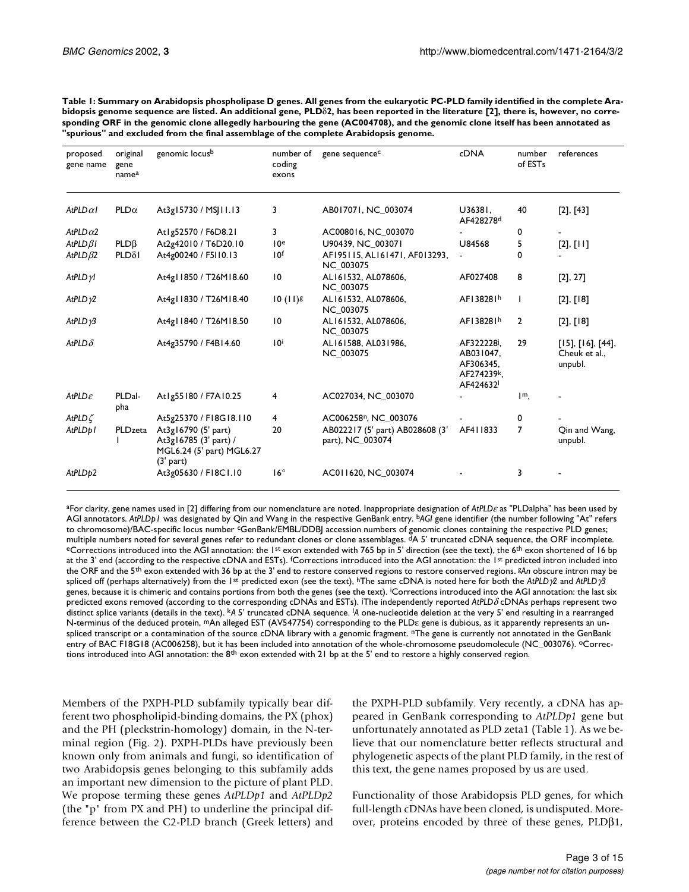**Table 1: Summary on Arabidopsis phospholipase D genes. All genes from the eukaryotic PC-PLD family identified in the complete Arabidopsis genome sequence are listed. An additional gene, PLDδ2, has been reported in the literature [2], there is, however, no corresponding ORF in the genomic clone allegedly harbouring the gene (AC004708), and the genomic clone itself has been annotated as "spurious" and excluded from the final assemblage of the complete Arabidopsis genome.**

| proposed gene name | original gene name[a] | genomic locus[b] | number of coding exons | gene sequence[c] | cDNA | number of ESTs | references |
|---|---|---|---|---|---|---|---|
| *AtPLDα1* | PLDα | At3g15730 / MSJ11.13 | 3 | AB017071, NC_003074 | U36381, AF428278[d] | 40 | [2], [43] |
| *AtPLDα2* | | At1g52570 / F6D8.21 | 3 | AC008016, NC_003070 | - | 0 | - |
| *AtPLDβ1* | PLDβ | At2g42010 / T6D20.10 | 10[e] | U90439, NC_003071 | U84568 | 5 | [2], [11] |
| *AtPLDβ2* | PLDδ1 | At4g00240 / F5I10.13 | 10[f] | AF195115, AL161471, AF013293, NC_003075 | - | 0 | - |
| *AtPLDγ1* | | At4g11850 / T26M18.60 | 10 | AL161532, AL078606, NC_003075 | AF027408 | 8 | [2], 27] |
| *AtPLDγ2* | | At4g11830 / T26M18.40 | 10 (11)[g] | AL161532, AL078606, NC_003075 | AF138281[h] | 1 | [2], [18] |
| *AtPLDγ3* | | At4g11840 / T26M18.50 | 10 | AL161532, AL078606, NC_003075 | AF138281[h] | 2 | [2], [18] |
| *AtPLDδ* | | At4g35790 / F4B14.60 | 10[i] | AL161588, AL031986, NC_003075 | AF322228[j], AB031047, AF306345, AF274239[k], AF424632[l] | 29 | [15], [16], [44], Cheuk et al., unpubl. |
| *AtPLDε* | PLDalpha | At1g55180 / F7A10.25 | 4 | AC027034, NC_003070 | - | 1[m], | - |
| *AtPLDζ* | | At5g25370 / F18G18.110 | 4 | AC006258[n], NC_003076 | - | 0 | - |
| *AtPLDp1* | PLDzeta 1 | At3g16790 (5' part) At3g16785 (3' part) / MGL6.24 (5' part) MGL6.27 (3' part) | 20 | AB022217 (5' part) AB028608 (3' part), NC_003074 | AF411833 | 7 | Qin and Wang, unpubl. |
| *AtPLDp2* | | At3g05630 / F18C1.10 | 16[o] | AC011620, NC_003074 | - | 3 | - |

[a]For clarity, gene names used in [2] differing from our nomenclature are noted. Inappropriate designation of *AtPLDε* as "PLDalpha" has been used by AGI annotators. *AtPLDp1* was designated by Qin and Wang in the respective GenBank entry. [b]*AGI* gene identifier (the number following "At" refers to chromosome)/BAC-specific locus number [c]GenBank/EMBL/DDBJ accession numbers of genomic clones containing the respective PLD genes; multiple numbers noted for several genes refer to redundant clones or clone assemblages. [d]A 5' truncated cDNA sequence, the ORF incomplete. [e]Corrections introduced into the AGI annotation: the 1st exon extended with 765 bp in 5' direction (see the text), the 6th exon shortened of 16 bp at the 3' end (according to the respective cDNA and ESTs). [f]Corrections introduced into the AGI annotation: the 1st predicted intron included into the ORF and the 5th exon extended with 36 bp at the 3' end to restore conserved regions to restore conserved regions. [g]*An* obscure intron may be spliced off (perhaps alternatively) from the 1st predicted exon (see the text), [h]The same cDNA is noted here for both the *AtPLDγ2* and *AtPLDγ3* genes, because it is chimeric and contains portions from both the genes (see the text). [i]Corrections introduced into the AGI annotation: the last six predicted exons removed (according to the corresponding cDNAs and ESTs). [j]The independently reported *AtPLDδ* cDNAs perhaps represent two distinct splice variants (details in the text). [k]*A* 5' truncated cDNA sequence. [l]*A* one-nucleotide deletion at the very 5' end resulting in a rearranged N-terminus of the deduced protein, [m]An alleged EST (AV547754) corresponding to the PLDε gene is dubious, as it apparently represents an unspliced transcript or a contamination of the source cDNA library with a genomic fragment. [n]The gene is currently not annotated in the GenBank entry of BAC F18G18 (AC006258), but it has been included into annotation of the whole-chromosome pseudomolecule (NC_003076). [o]Corrections introduced into AGI annotation: the 8th exon extended with 21 bp at the 5' end to restore a highly conserved region.

Members of the PXPH-PLD subfamily typically bear different two phospholipid-binding domains, the PX (phox) and the PH (pleckstrin-homology) domain, in the N-terminal region (Fig. 2). PXPH-PLDs have previously been known only from animals and fungi, so identification of two Arabidopsis genes belonging to this subfamily adds an important new dimension to the picture of plant PLD. We propose terming these genes *AtPLDp1* and *AtPLDp2* (the "p" from PX and PH) to underline the principal difference between the C2-PLD branch (Greek letters) and the PXPH-PLD subfamily. Very recently, a cDNA has appeared in GenBank corresponding to *AtPLDp1* gene but unfortunately annotated as PLD zeta1 (Table 1). As we believe that our nomenclature better reflects structural and phylogenetic aspects of the plant PLD family, in the rest of this text, the gene names proposed by us are used.

Functionality of those Arabidopsis PLD genes, for which full-length cDNAs have been cloned, is undisputed. Moreover, proteins encoded by three of these genes, PLDβ1,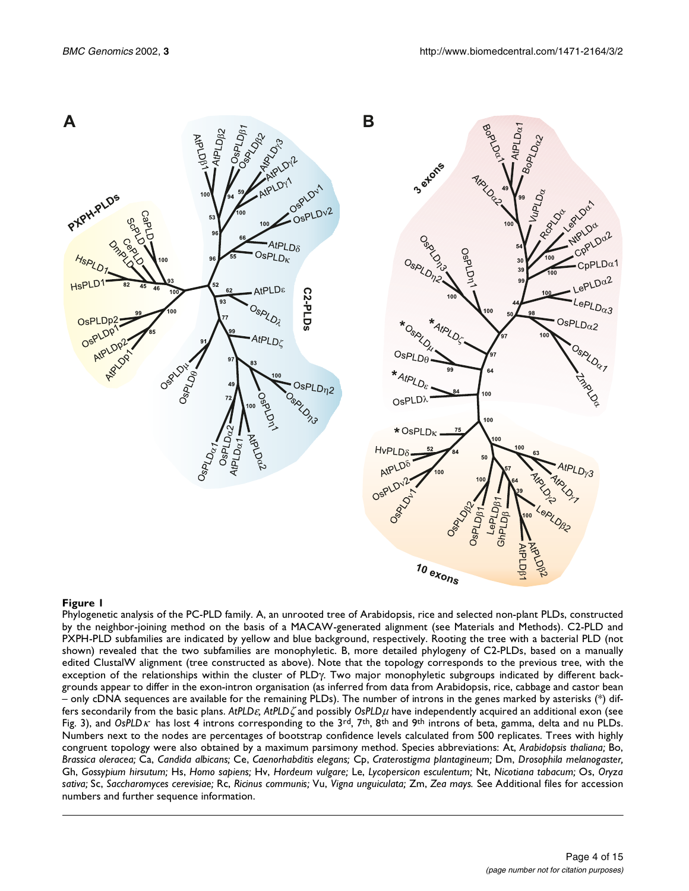**Figure 1**

Phylogenetic analysis of the PC-PLD family. A, an unrooted tree of Arabidopsis, rice and selected non-plant PLDs, constructed by the neighbor-joining method on the basis of a MACAW-generated alignment (see Materials and Methods). C2-PLD and PXPH-PLD subfamilies are indicated by yellow and blue background, respectively. Rooting the tree with a bacterial PLD (not shown) revealed that the two subfamilies are monophyletic. B, more detailed phylogeny of C2-PLDs, based on a manually edited ClustalW alignment (tree constructed as above). Note that the topology corresponds to the previous tree, with the exception of the relationships within the cluster of PLDγ. Two major monophyletic subgroups indicated by different backgrounds appear to differ in the exon-intron organisation (as inferred from data from Arabidopsis, rice, cabbage and castor bean – only cDNA sequences are available for the remaining PLDs). The number of introns in the genes marked by asterisks (*) differs secondarily from the basic plans. *AtPLDε*, *AtPLDζ* and possibly *OsPLDμ* have independently acquired an additional exon (see Fig. 3), and *OsPLDκ* has lost 4 introns corresponding to the 3rd, 7th, 8th and 9th introns of beta, gamma, delta and nu PLDs. Numbers next to the nodes are percentages of bootstrap confidence levels calculated from 500 replicates. Trees with highly congruent topology were also obtained by a maximum parsimony method. Species abbreviations: At, *Arabidopsis thaliana;* Bo, *Brassica oleracea;* Ca, *Candida albicans;* Ce, *Caenorhabditis elegans;* Cp, *Craterostigma plantagineum;* Dm, *Drosophila melanogaster,* Gh, *Gossypium hirsutum;* Hs, *Homo sapiens;* Hv, *Hordeum vulgare;* Le, *Lycopersicon esculentum;* Nt, *Nicotiana tabacum;* Os, *Oryza sativa;* Sc, *Saccharomyces cerevisiae;* Rc, *Ricinus communis;* Vu, *Vigna unguiculata;* Zm, *Zea mays.* See Additional files for accession numbers and further sequence information.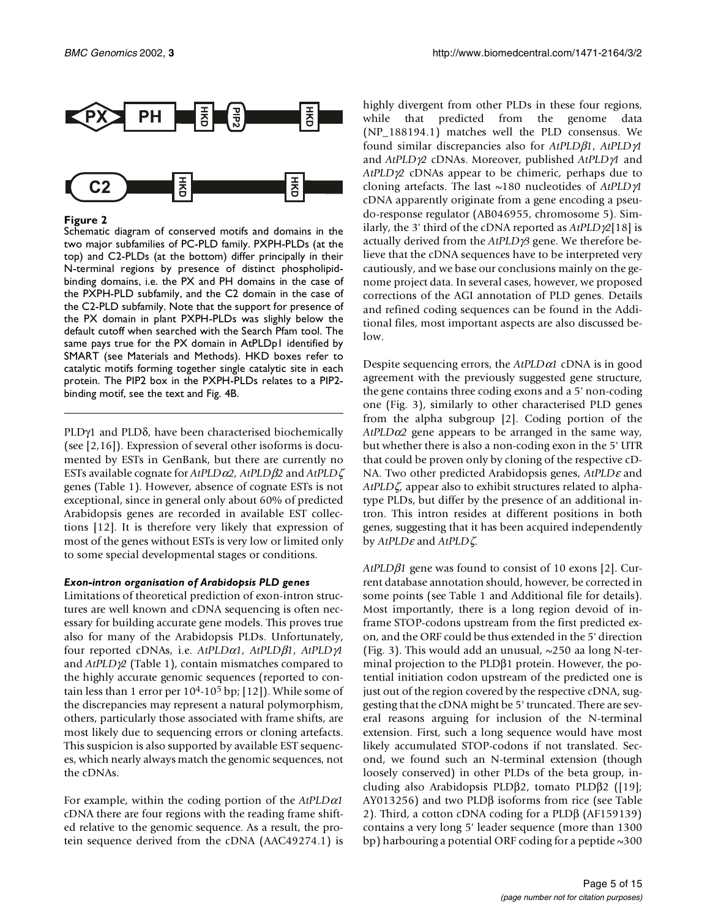**Figure 2**

Schematic diagram of conserved motifs and domains in the two major subfamilies of PC-PLD family. PXPH-PLDs (at the top) and C2-PLDs (at the bottom) differ principally in their N-terminal regions by presence of distinct phospholipid-binding domains, i.e. the PX and PH domains in the case of the PXPH-PLD subfamily, and the C2 domain in the case of the C2-PLD subfamily. Note that the support for presence of the PX domain in plant PXPH-PLDs was slighly below the default cutoff when searched with the Search Pfam tool. The same pays true for the PX domain in AtPLDp1 identified by SMART (see Materials and Methods). HKD boxes refer to catalytic motifs forming together single catalytic site in each protein. The PIP2 box in the PXPH-PLDs relates to a PIP2-binding motif, see the text and Fig. 4B.

PLDγ1 and PLDδ, have been characterised biochemically (see [2,16]). Expression of several other isoforms is documented by ESTs in GenBank, but there are currently no ESTs available cognate for *AtPLDα2*, *AtPLDβ2* and *AtPLDζ* genes (Table 1). However, absence of cognate ESTs is not exceptional, since in general only about 60% of predicted Arabidopsis genes are recorded in available EST collections [12]. It is therefore very likely that expression of most of the genes without ESTs is very low or limited only to some special developmental stages or conditions.

### *Exon-intron organisation of Arabidopsis PLD genes*

Limitations of theoretical prediction of exon-intron structures are well known and cDNA sequencing is often necessary for building accurate gene models. This proves true also for many of the Arabidopsis PLDs. Unfortunately, four reported cDNAs, i.e. *AtPLDα1*, *AtPLDβ1*, *AtPLDγ1* and *AtPLDγ2* (Table 1), contain mismatches compared to the highly accurate genomic sequences (reported to contain less than 1 error per $10^4$-$10^5$ bp; [12]). While some of the discrepancies may represent a natural polymorphism, others, particularly those associated with frame shifts, are most likely due to sequencing errors or cloning artefacts. This suspicion is also supported by available EST sequences, which nearly always match the genomic sequences, not the cDNAs.

For example, within the coding portion of the *AtPLDα1* cDNA there are four regions with the reading frame shifted relative to the genomic sequence. As a result, the protein sequence derived from the cDNA (AAC49274.1) is highly divergent from other PLDs in these four regions, while that predicted from the genome data (NP_188194.1) matches well the PLD consensus. We found similar discrepancies also for *AtPLDβ1*, *AtPLDγ1* and *AtPLDγ2* cDNAs. Moreover, published *AtPLDγ1* and *AtPLDγ2* cDNAs appear to be chimeric, perhaps due to cloning artefacts. The last ~180 nucleotides of *AtPLDγ1* cDNA apparently originate from a gene encoding a pseudo-response regulator (AB046955, chromosome 5). Similarly, the 3' third of the cDNA reported as *AtPLDγ2*[18] is actually derived from the *AtPLDγ3* gene. We therefore believe that the cDNA sequences have to be interpreted very cautiously, and we base our conclusions mainly on the genome project data. In several cases, however, we proposed corrections of the AGI annotation of PLD genes. Details and refined coding sequences can be found in the Additional files, most important aspects are also discussed below.

Despite sequencing errors, the *AtPLDα1* cDNA is in good agreement with the previously suggested gene structure, the gene contains three coding exons and a 5' non-coding one (Fig. 3), similarly to other characterised PLD genes from the alpha subgroup [2]. Coding portion of the *AtPLDα2* gene appears to be arranged in the same way, but whether there is also a non-coding exon in the 5' UTR that could be proven only by cloning of the respective cDNA. Two other predicted Arabidopsis genes, *AtPLDε* and *AtPLDζ*, appear also to exhibit structures related to alpha-type PLDs, but differ by the presence of an additional intron. This intron resides at different positions in both genes, suggesting that it has been acquired independently by *AtPLDε* and *AtPLDζ*.

*AtPLDβ1* gene was found to consist of 10 exons [2]. Current database annotation should, however, be corrected in some points (see Table 1 and Additional file for details). Most importantly, there is a long region devoid of in-frame STOP-codons upstream from the first predicted exon, and the ORF could be thus extended in the 5' direction (Fig. 3). This would add an unusual, ~250 aa long N-terminal projection to the PLDβ1 protein. However, the potential initiation codon upstream of the predicted one is just out of the region covered by the respective cDNA, suggesting that the cDNA might be 5' truncated. There are several reasons arguing for inclusion of the N-terminal extension. First, such a long sequence would have most likely accumulated STOP-codons if not translated. Second, we found such an N-terminal extension (though loosely conserved) in other PLDs of the beta group, including also Arabidopsis PLDβ2, tomato PLDβ2 ([19]; AY013256) and two PLDβ isoforms from rice (see Table 2). Third, a cotton cDNA coding for a PLDβ (AF159139) contains a very long 5' leader sequence (more than 1300 bp) harbouring a potential ORF coding for a peptide ~300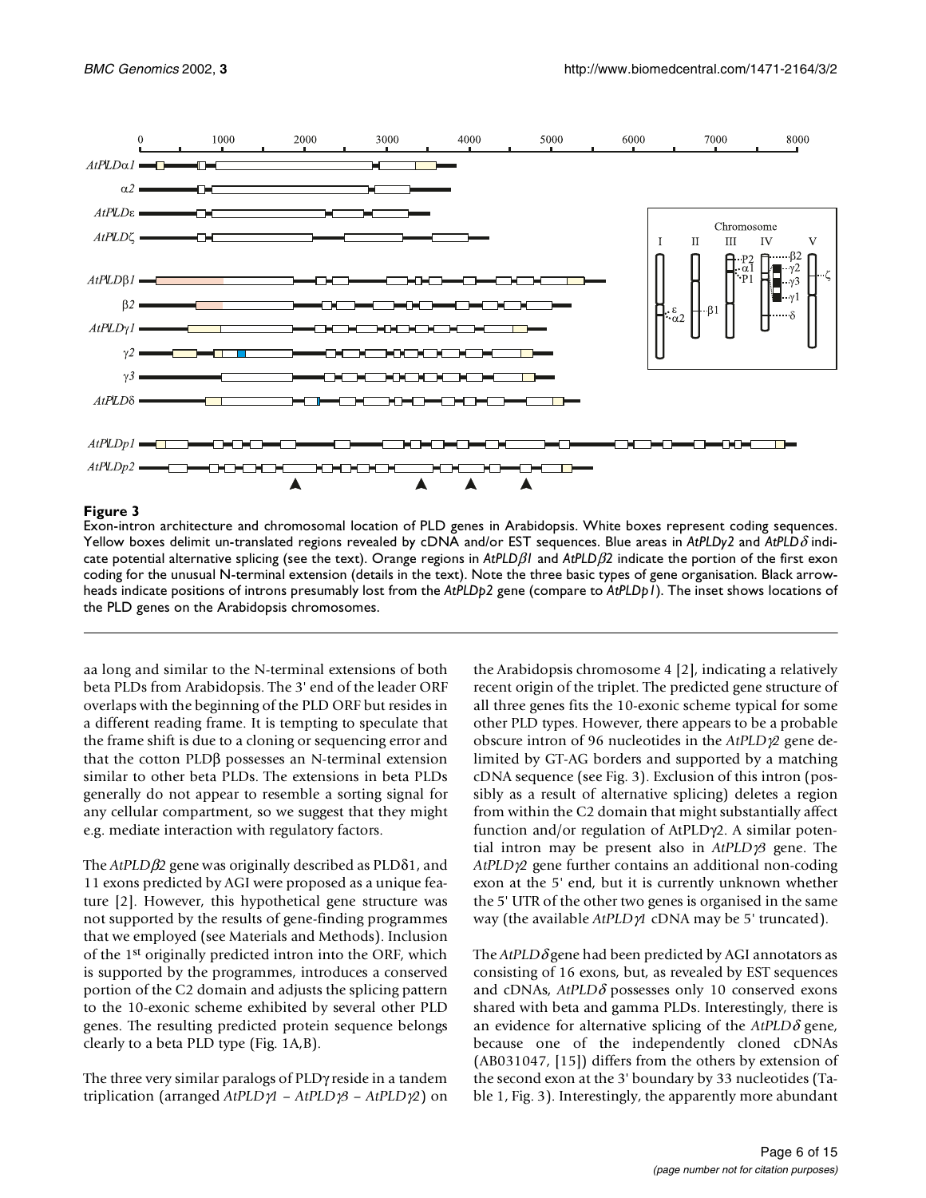**Figure 3**

Exon-intron architecture and chromosomal location of PLD genes in Arabidopsis. White boxes represent coding sequences. Yellow boxes delimit un-translated regions revealed by cDNA and/or EST sequences. Blue areas in *AtPLDγ2* and *AtPLDδ* indicate potential alternative splicing (see the text). Orange regions in *AtPLDβ1* and *AtPLDβ2* indicate the portion of the first exon coding for the unusual N-terminal extension (details in the text). Note the three basic types of gene organisation. Black arrowheads indicate positions of introns presumably lost from the *AtPLDp2* gene (compare to *AtPLDp1*). The inset shows locations of the PLD genes on the Arabidopsis chromosomes.

aa long and similar to the N-terminal extensions of both beta PLDs from Arabidopsis. The 3' end of the leader ORF overlaps with the beginning of the PLD ORF but resides in a different reading frame. It is tempting to speculate that the frame shift is due to a cloning or sequencing error and that the cotton PLDβ possesses an N-terminal extension similar to other beta PLDs. The extensions in beta PLDs generally do not appear to resemble a sorting signal for any cellular compartment, so we suggest that they might e.g. mediate interaction with regulatory factors.

The *AtPLDβ2* gene was originally described as PLDδ1, and 11 exons predicted by AGI were proposed as a unique feature [2]. However, this hypothetical gene structure was not supported by the results of gene-finding programmes that we employed (see Materials and Methods). Inclusion of the 1st originally predicted intron into the ORF, which is supported by the programmes, introduces a conserved portion of the C2 domain and adjusts the splicing pattern to the 10-exonic scheme exhibited by several other PLD genes. The resulting predicted protein sequence belongs clearly to a beta PLD type (Fig. 1A,B).

The three very similar paralogs of PLDγ reside in a tandem triplication (arranged *AtPLDγ1* – *AtPLDγ3* – *AtPLDγ2*) on the Arabidopsis chromosome 4 [2], indicating a relatively recent origin of the triplet. The predicted gene structure of all three genes fits the 10-exonic scheme typical for some other PLD types. However, there appears to be a probable obscure intron of 96 nucleotides in the *AtPLDγ2* gene delimited by GT-AG borders and supported by a matching cDNA sequence (see Fig. 3). Exclusion of this intron (possibly as a result of alternative splicing) deletes a region from within the C2 domain that might substantially affect function and/or regulation of AtPLDγ2. A similar potential intron may be present also in *AtPLDγ3* gene. The *AtPLDγ2* gene further contains an additional non-coding exon at the 5' end, but it is currently unknown whether the 5' UTR of the other two genes is organised in the same way (the available *AtPLDγ1* cDNA may be 5' truncated).

The *AtPLDδ* gene had been predicted by AGI annotators as consisting of 16 exons, but, as revealed by EST sequences and cDNAs, *AtPLDδ* possesses only 10 conserved exons shared with beta and gamma PLDs. Interestingly, there is an evidence for alternative splicing of the *AtPLDδ* gene, because one of the independently cloned cDNAs (AB031047, [15]) differs from the others by extension of the second exon at the 3' boundary by 33 nucleotides (Table 1, Fig. 3). Interestingly, the apparently more abundant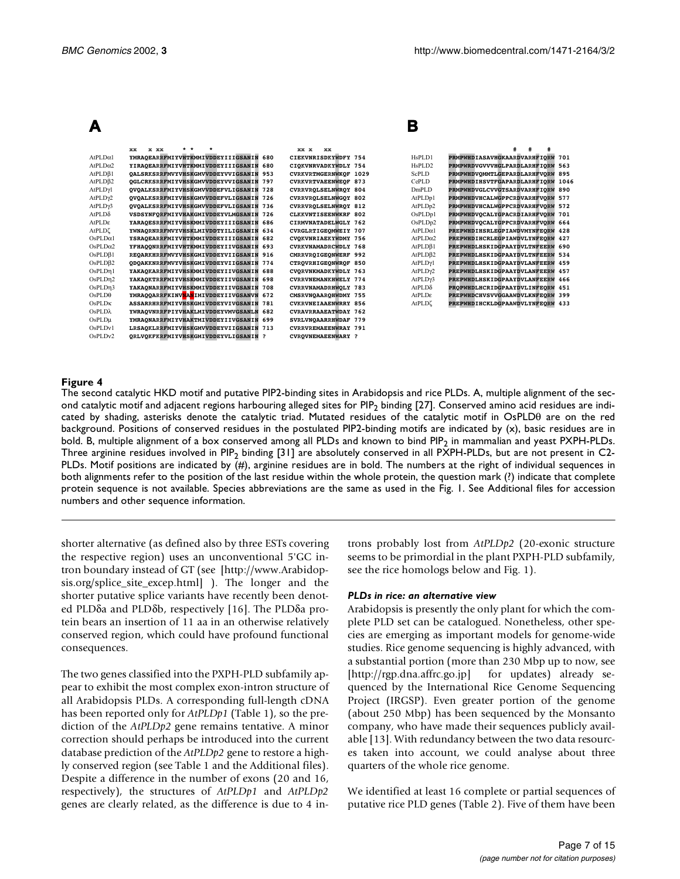**Figure 4**
The second catalytic HKD motif and putative PIP2-binding sites in Arabidopsis and rice PLDs. A, multiple alignment of the second catalytic motif and adjacent regions harbouring alleged sites for $PIP_2$ binding [27]. Conserved amino acid residues are indicated by shading, asterisks denote the catalytic triad. Mutated residues of the catalytic motif in OsPLDθ are on the red background. Positions of conserved residues in the postulated PIP2-binding motifs are indicated by (x), basic residues are in bold. B, multiple alignment of a box conserved among all PLDs and known to bind $PIP_2$ in mammalian and yeast PXPH-PLDs. Three arginine residues involved in $PIP_2$ binding [31] are absolutely conserved in all PXPH-PLDs, but are not present in C2-PLDs. Motif positions are indicated by (#), arginine residues are in bold. The numbers at the right of individual sequences in both alignments refer to the position of the last residue within the whole protein, the question mark (?) indicate that complete protein sequence is not available. Species abbreviations are the same as used in the Fig. 1. See Additional files for accession numbers and other sequence information.

shorter alternative (as defined also by three ESTs covering the respective region) uses an unconventional 5'GC intron boundary instead of GT (see [http://www.Arabidopsis.org/splice_site_excep.html] ). The longer and the shorter putative splice variants have recently been denoted PLDδa and PLDδb, respectively [16]. The PLDδa protein bears an insertion of 11 aa in an otherwise relatively conserved region, which could have profound functional consequences.

The two genes classified into the PXPH-PLD subfamily appear to exhibit the most complex exon-intron structure of all Arabidopsis PLDs. A corresponding full-length cDNA has been reported only for *AtPLDp1* (Table 1), so the prediction of the *AtPLDp2* gene remains tentative. A minor correction should perhaps be introduced into the current database prediction of the *AtPLDp2* gene to restore a highly conserved region (see Table 1 and the Additional files). Despite a difference in the number of exons (20 and 16, respectively), the structures of *AtPLDp1* and *AtPLDp2* genes are clearly related, as the difference is due to 4 introns probably lost from *AtPLDp2* (20-exonic structure seems to be primordial in the plant PXPH-PLD subfamily, see the rice homologs below and Fig. 1).

#### *PLDs in rice: an alternative view*

Arabidopsis is presently the only plant for which the complete PLD set can be catalogued. Nonetheless, other species are emerging as important models for genome-wide studies. Rice genome sequencing is highly advanced, with a substantial portion (more than 230 Mbp up to now, see [http://rgp.dna.affrc.go.jp] for updates) already sequenced by the International Rice Genome Sequencing Project (IRGSP). Even greater portion of the genome (about 250 Mbp) has been sequenced by the Monsanto company, who have made their sequences publicly available [13]. With redundancy between the two data resources taken into account, we could analyse about three quarters of the whole rice genome.

We identified at least 16 complete or partial sequences of putative rice PLD genes (Table 2). Five of them have been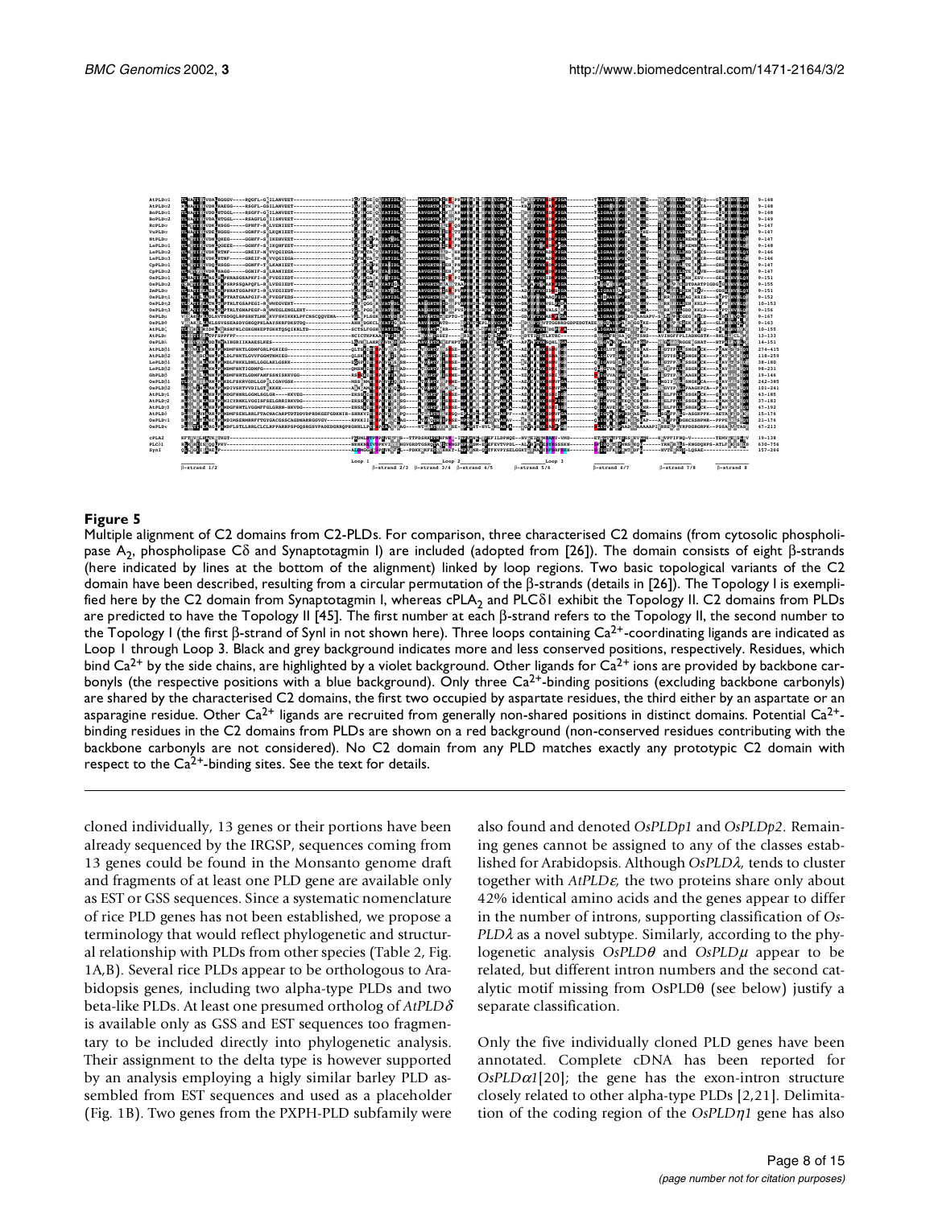**Figure 5**

Multiple alignment of C2 domains from C2-PLDs. For comparison, three characterised C2 domains (from cytosolic phospholipase $A_2$, phospholipase Cδ and Synaptotagmin I) are included (adopted from [26]). The domain consists of eight β-strands (here indicated by lines at the bottom of the alignment) linked by loop regions. Two basic topological variants of the C2 domain have been described, resulting from a circular permutation of the β-strands (details in [26]). The Topology I is exemplified here by the C2 domain from Synaptotagmin I, whereas $cPLA_2$ and PLCδ1 exhibit the Topology II. C2 domains from PLDs are predicted to have the Topology II [45]. The first number at each β-strand refers to the Topology II, the second number to the Topology I (the first β-strand of SynI in not shown here). Three loops containing $Ca^{2+}$-coordinating ligands are indicated as Loop 1 through Loop 3. Black and grey background indicates more and less conserved positions, respectively. Residues, which bind $Ca^{2+}$ by the side chains, are highlighted by a violet background. Other ligands for $Ca^{2+}$ ions are provided by backbone carbonyls (the respective positions with a blue background). Only three $Ca^{2+}$-binding positions (excluding backbone carbonyls) are shared by the characterised C2 domains, the first two occupied by aspartate residues, the third either by an aspartate or an asparagine residue. Other $Ca^{2+}$ ligands are recruited from generally non-shared positions in distinct domains. Potential $Ca^{2+}$-binding residues in the C2 domains from PLDs are shown on a red background (non-conserved residues contributing with the backbone carbonyls are not considered). No C2 domain from any PLD matches exactly any prototypic C2 domain with respect to the $Ca^{2+}$-binding sites. See the text for details.

cloned individually, 13 genes or their portions have been already sequenced by the IRGSP, sequences coming from 13 genes could be found in the Monsanto genome draft and fragments of at least one PLD gene are available only as EST or GSS sequences. Since a systematic nomenclature of rice PLD genes has not been established, we propose a terminology that would reflect phylogenetic and structural relationship with PLDs from other species (Table 2, Fig. 1A,B). Several rice PLDs appear to be orthologous to Arabidopsis genes, including two alpha-type PLDs and two beta-like PLDs. At least one presumed ortholog of *AtPLDδ* is available only as GSS and EST sequences too fragmentary to be included directly into phylogenetic analysis. Their assignment to the delta type is however supported by an analysis employing a higly similar barley PLD assembled from EST sequences and used as a placeholder (Fig. 1B). Two genes from the PXPH-PLD subfamily were also found and denoted *OsPLDp1* and *OsPLDp2*. Remaining genes cannot be assigned to any of the classes established for Arabidopsis. Although *OsPLDλ*, tends to cluster together with *AtPLDε*, the two proteins share only about 42% identical amino acids and the genes appear to differ in the number of introns, supporting classification of *OsPLDλ* as a novel subtype. Similarly, according to the phylogenetic analysis *OsPLDθ* and *OsPLDμ* appear to be related, but different intron numbers and the second catalytic motif missing from OsPLDθ (see below) justify a separate classification.

Only the five individually cloned PLD genes have been annotated. Complete cDNA has been reported for *OsPLDα1*[20]; the gene has the exon-intron structure closely related to other alpha-type PLDs [2,21]. Delimitation of the coding region of the *OsPLDη1* gene has also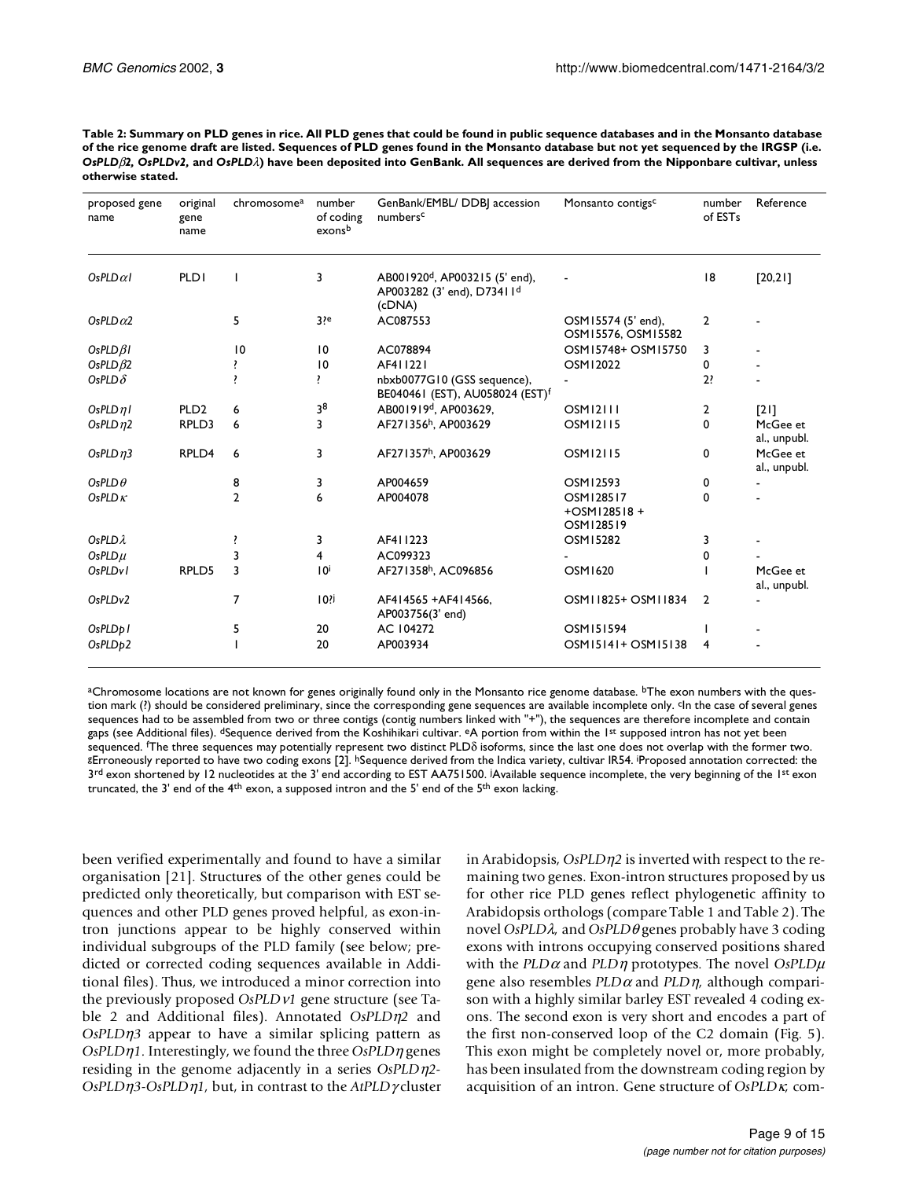**Table 2: Summary on PLD genes in rice. All PLD genes that could be found in public sequence databases and in the Monsanto database of the rice genome draft are listed. Sequences of PLD genes found in the Monsanto database but not yet sequenced by the IRGSP (i.e. *OsPLDβ2*, *OsPLDv2*, and *OsPLDλ*) have been deposited into GenBank. All sequences are derived from the Nipponbare cultivar, unless otherwise stated.**

| proposed gene name | original gene name | chromosome[a] | number of coding exons[b] | GenBank/EMBL/ DDBJ accession numbers[c] | Monsanto contigs[c] | number of ESTs | Reference |
|---|---|---|---|---|---|---|---|
| *OsPLDα1* | PLD1 | 1 | 3 | AB001920[d], AP003215 (5' end), AP003282 (3' end), D73411[d] (cDNA) | - | 18 | [20,21] |
| *OsPLDα2* | | 5 | 3?[e] | AC087553 | OSM15574 (5' end), OSM15576, OSM15582 | 2 | - |
| *OsPLDβ1* | | 10 | 10 | AC078894 | OSM15748+ OSM15750 | 3 | - |
| *OsPLDβ2* | | ? | 10 | AF411221 | OSM12022 | 0 | - |
| *OsPLDδ* | | ? | ? | nbxb0077G10 (GSS sequence), BE040461 (EST), AU058024 (EST)[f] | - | 2? | - |
| *OsPLDη1* | PLD2 | 6 | 3[g] | AB001919[d], AP003629, | OSM12111 | 2 | [21] |
| *OsPLDη2* | RPLD3 | 6 | 3 | AF271356[h], AP003629 | OSM12115 | 0 | McGee et al., unpubl. |
| *OsPLDη3* | RPLD4 | 6 | 3 | AF271357[h], AP003629 | OSM12115 | 0 | McGee et al., unpubl. |
| *OsPLDθ* | | 8 | 3 | AP004659 | OSM12593 | 0 | - |
| *OsPLDκ* | | 2 | 6 | AP004078 | OSM128517 +OSM128518 + OSM128519 | 0 | - |
| *OsPLDλ* | | ? | 3 | AF411223 | OSM15282 | 3 | - |
| *OsPLDμ* | | 3 | 4 | AC099323 | - | 0 | - |
| *OsPLDv1* | RPLD5 | 3 | 10[i] | AF271358[h], AC096856 | OSM1620 | 1 | McGee et al., unpubl. |
| *OsPLDv2* | | 7 | 10?[j] | AF414565 +AF414566, AP003756(3' end) | OSM11825+ OSM11834 | 2 | - |
| *OsPLDp1* | | 5 | 20 | AC 104272 | OSM151594 | 1 | - |
| *OsPLDp2* | | 1 | 20 | AP003934 | OSM15141+ OSM15138 | 4 | - |

[a]Chromosome locations are not known for genes originally found only in the Monsanto rice genome database. [b]The exon numbers with the question mark (?) should be considered preliminary, since the corresponding gene sequences are available incomplete only. [c]In the case of several genes sequences had to be assembled from two or three contigs (contig numbers linked with "+"), the sequences are therefore incomplete and contain gaps (see Additional files). [d]Sequence derived from the Koshihikari cultivar. [e]A portion from within the 1st supposed intron has not yet been sequenced. [f]The three sequences may potentially represent two distinct PLDδ isoforms, since the last one does not overlap with the former two. [g]Erroneously reported to have two coding exons [2]. [h]Sequence derived from the Indica variety, cultivar IR54. [i]Proposed annotation corrected: the 3rd exon shortened by 12 nucleotides at the 3' end according to EST AA751500. [j]Available sequence incomplete, the very beginning of the 1st exon truncated, the 3' end of the 4th exon, a supposed intron and the 5' end of the 5th exon lacking.

been verified experimentally and found to have a similar organisation [21]. Structures of the other genes could be predicted only theoretically, but comparison with EST sequences and other PLD genes proved helpful, as exon-intron junctions appear to be highly conserved within individual subgroups of the PLD family (see below; predicted or corrected coding sequences available in Additional files). Thus, we introduced a minor correction into the previously proposed *OsPLDv1* gene structure (see Table 2 and Additional files). Annotated *OsPLDη2* and *OsPLDη3* appear to have a similar splicing pattern as *OsPLDη1*. Interestingly, we found the three *OsPLDη* genes residing in the genome adjacently in a series *OsPLDη2*-*OsPLDη3*-*OsPLDη1*, but, in contrast to the *AtPLDγ* cluster in Arabidopsis, *OsPLDη2* is inverted with respect to the remaining two genes. Exon-intron structures proposed by us for other rice PLD genes reflect phylogenetic affinity to Arabidopsis orthologs (compare Table 1 and Table 2). The novel *OsPLDλ*, and *OsPLDθ* genes probably have 3 coding exons with introns occupying conserved positions shared with the *PLDα* and *PLDη* prototypes. The novel *OsPLDμ* gene also resembles *PLDα* and *PLDη*, although comparison with a highly similar barley EST revealed 4 coding exons. The second exon is very short and encodes a part of the first non-conserved loop of the C2 domain (Fig. 5). This exon might be completely novel or, more probably, has been insulated from the downstream coding region by acquisition of an intron. Gene structure of *OsPLDκ*, com-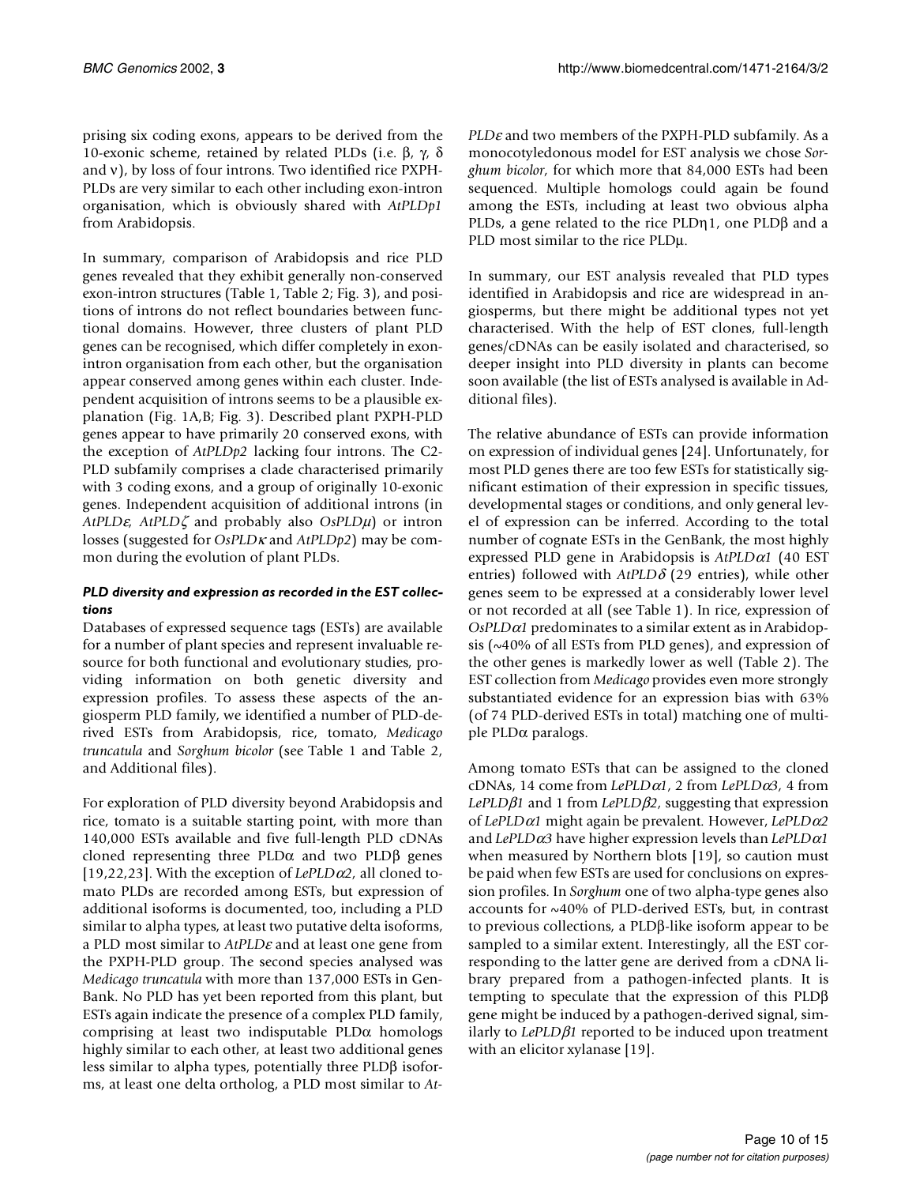prising six coding exons, appears to be derived from the 10-exonic scheme, retained by related PLDs (i.e. β, γ, δ and ν), by loss of four introns. Two identified rice PXPH-PLDs are very similar to each other including exon-intron organisation, which is obviously shared with *AtPLDp1* from Arabidopsis.

In summary, comparison of Arabidopsis and rice PLD genes revealed that they exhibit generally non-conserved exon-intron structures (Table 1, Table 2; Fig. 3), and positions of introns do not reflect boundaries between functional domains. However, three clusters of plant PLD genes can be recognised, which differ completely in exon-intron organisation from each other, but the organisation appear conserved among genes within each cluster. Independent acquisition of introns seems to be a plausible explanation (Fig. 1A,B; Fig. 3). Described plant PXPH-PLD genes appear to have primarily 20 conserved exons, with the exception of *AtPLDp2* lacking four introns. The C2-PLD subfamily comprises a clade characterised primarily with 3 coding exons, and a group of originally 10-exonic genes. Independent acquisition of additional introns (in *AtPLDε*, *AtPLDζ* and probably also *OsPLDμ*) or intron losses (suggested for *OsPLDκ* and *AtPLDp2*) may be common during the evolution of plant PLDs.

### *PLD diversity and expression as recorded in the EST collections*

Databases of expressed sequence tags (ESTs) are available for a number of plant species and represent invaluable resource for both functional and evolutionary studies, providing information on both genetic diversity and expression profiles. To assess these aspects of the angiosperm PLD family, we identified a number of PLD-derived ESTs from Arabidopsis, rice, tomato, *Medicago truncatula* and *Sorghum bicolor* (see Table 1 and Table 2, and Additional files).

For exploration of PLD diversity beyond Arabidopsis and rice, tomato is a suitable starting point, with more than 140,000 ESTs available and five full-length PLD cDNAs cloned representing three PLDα and two PLDβ genes [19,22,23]. With the exception of *LePLDα2*, all cloned tomato PLDs are recorded among ESTs, but expression of additional isoforms is documented, too, including a PLD similar to alpha types, at least two putative delta isoforms, a PLD most similar to *AtPLDε* and at least one gene from the PXPH-PLD group. The second species analysed was *Medicago truncatula* with more than 137,000 ESTs in GenBank. No PLD has yet been reported from this plant, but ESTs again indicate the presence of a complex PLD family, comprising at least two indisputable PLDα homologs highly similar to each other, at least two additional genes less similar to alpha types, potentially three PLDβ isoforms, at least one delta ortholog, a PLD most similar to *AtPLDε* and two members of the PXPH-PLD subfamily. As a monocotyledonous model for EST analysis we chose *Sorghum bicolor*, for which more that 84,000 ESTs had been sequenced. Multiple homologs could again be found among the ESTs, including at least two obvious alpha PLDs, a gene related to the rice PLDη1, one PLDβ and a PLD most similar to the rice PLDμ.

In summary, our EST analysis revealed that PLD types identified in Arabidopsis and rice are widespread in angiosperms, but there might be additional types not yet characterised. With the help of EST clones, full-length genes/cDNAs can be easily isolated and characterised, so deeper insight into PLD diversity in plants can become soon available (the list of ESTs analysed is available in Additional files).

The relative abundance of ESTs can provide information on expression of individual genes [24]. Unfortunately, for most PLD genes there are too few ESTs for statistically significant estimation of their expression in specific tissues, developmental stages or conditions, and only general level of expression can be inferred. According to the total number of cognate ESTs in the GenBank, the most highly expressed PLD gene in Arabidopsis is *AtPLDα1* (40 EST entries) followed with *AtPLDδ* (29 entries), while other genes seem to be expressed at a considerably lower level or not recorded at all (see Table 1). In rice, expression of *OsPLDα1* predominates to a similar extent as in Arabidopsis (~40% of all ESTs from PLD genes), and expression of the other genes is markedly lower as well (Table 2). The EST collection from *Medicago* provides even more strongly substantiated evidence for an expression bias with 63% (of 74 PLD-derived ESTs in total) matching one of multiple PLDα paralogs.

Among tomato ESTs that can be assigned to the cloned cDNAs, 14 come from *LePLDα1*, 2 from *LePLDα3*, 4 from *LePLDβ1* and 1 from *LePLDβ2*, suggesting that expression of *LePLDα1* might again be prevalent. However, *LePLDα2* and *LePLDα3* have higher expression levels than *LePLDα1* when measured by Northern blots [19], so caution must be paid when few ESTs are used for conclusions on expression profiles. In *Sorghum* one of two alpha-type genes also accounts for ~40% of PLD-derived ESTs, but, in contrast to previous collections, a PLDβ-like isoform appear to be sampled to a similar extent. Interestingly, all the EST corresponding to the latter gene are derived from a cDNA library prepared from a pathogen-infected plants. It is tempting to speculate that the expression of this PLDβ gene might be induced by a pathogen-derived signal, similarly to *LePLDβ1* reported to be induced upon treatment with an elicitor xylanase [19].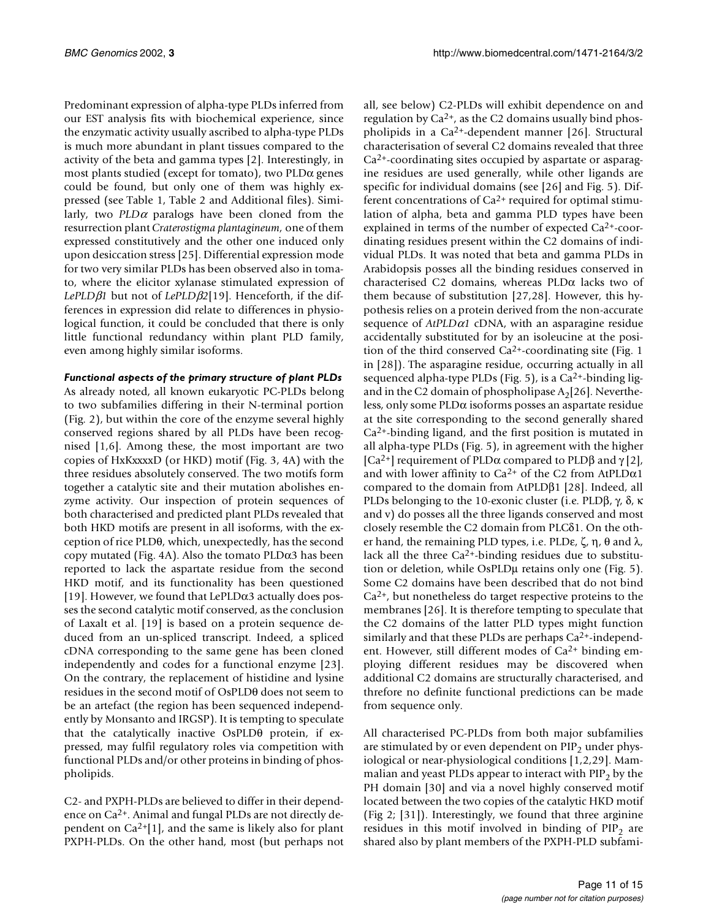Predominant expression of alpha-type PLDs inferred from our EST analysis fits with biochemical experience, since the enzymatic activity usually ascribed to alpha-type PLDs is much more abundant in plant tissues compared to the activity of the beta and gamma types [2]. Interestingly, in most plants studied (except for tomato), two PLDα genes could be found, but only one of them was highly expressed (see Table 1, Table 2 and Additional files). Similarly, two *PLDα* paralogs have been cloned from the resurrection plant *Craterostigma plantagineum*, one of them expressed constitutively and the other one induced only upon desiccation stress [25]. Differential expression mode for two very similar PLDs has been observed also in tomato, where the elicitor xylanase stimulated expression of *LePLDβ1* but not of *LePLDβ2*[19]. Henceforth, if the differences in expression did relate to differences in physiological function, it could be concluded that there is only little functional redundancy within plant PLD family, even among highly similar isoforms.

### *Functional aspects of the primary structure of plant PLDs*

As already noted, all known eukaryotic PC-PLDs belong to two subfamilies differing in their N-terminal portion (Fig. 2), but within the core of the enzyme several highly conserved regions shared by all PLDs have been recognised [1,6]. Among these, the most important are two copies of HxKxxxxD (or HKD) motif (Fig. 3, 4A) with the three residues absolutely conserved. The two motifs form together a catalytic site and their mutation abolishes enzyme activity. Our inspection of protein sequences of both characterised and predicted plant PLDs revealed that both HKD motifs are present in all isoforms, with the exception of rice PLDθ, which, unexpectedly, has the second copy mutated (Fig. 4A). Also the tomato PLDα3 has been reported to lack the aspartate residue from the second HKD motif, and its functionality has been questioned [19]. However, we found that LePLDα3 actually does posses the second catalytic motif conserved, as the conclusion of Laxalt et al. [19] is based on a protein sequence deduced from an un-spliced transcript. Indeed, a spliced cDNA corresponding to the same gene has been cloned independently and codes for a functional enzyme [23]. On the contrary, the replacement of histidine and lysine residues in the second motif of OsPLDθ does not seem to be an artefact (the region has been sequenced independently by Monsanto and IRGSP). It is tempting to speculate that the catalytically inactive OsPLDθ protein, if expressed, may fulfil regulatory roles via competition with functional PLDs and/or other proteins in binding of phospholipids.

C2- and PXPH-PLDs are believed to differ in their dependence on $Ca^{2+}$. Animal and fungal PLDs are not directly dependent on $Ca^{2+}$[1], and the same is likely also for plant PXPH-PLDs. On the other hand, most (but perhaps not all, see below) C2-PLDs will exhibit dependence on and regulation by $Ca^{2+}$, as the C2 domains usually bind phospholipids in a $Ca^{2+}$-dependent manner [26]. Structural characterisation of several C2 domains revealed that three $Ca^{2+}$-coordinating sites occupied by aspartate or asparagine residues are used generally, while other ligands are specific for individual domains (see [26] and Fig. 5). Different concentrations of $Ca^{2+}$ required for optimal stimulation of alpha, beta and gamma PLD types have been explained in terms of the number of expected $Ca^{2+}$-coordinating residues present within the C2 domains of individual PLDs. It was noted that beta and gamma PLDs in Arabidopsis posses all the binding residues conserved in characterised C2 domains, whereas PLDα lacks two of them because of substitution [27,28]. However, this hypothesis relies on a protein derived from the non-accurate sequence of *AtPLDα1* cDNA, with an asparagine residue accidentally substituted for by an isoleucine at the position of the third conserved $Ca^{2+}$-coordinating site (Fig. 1 in [28]). The asparagine residue, occurring actually in all sequenced alpha-type PLDs (Fig. 5), is a $Ca^{2+}$-binding ligand in the C2 domain of phospholipase $A_2$[26]. Nevertheless, only some PLDα isoforms posses an aspartate residue at the site corresponding to the second generally shared $Ca^{2+}$-binding ligand, and the first position is mutated in all alpha-type PLDs (Fig. 5), in agreement with the higher [$Ca^{2+}$] requirement of PLDα compared to PLDβ and γ [2], and with lower affinity to $Ca^{2+}$ of the C2 from AtPLDα1 compared to the domain from AtPLDβ1 [28]. Indeed, all PLDs belonging to the 10-exonic cluster (i.e. PLDβ, γ, δ, κ and ν) do posses all the three ligands conserved and most closely resemble the C2 domain from PLCδ1. On the other hand, the remaining PLD types, i.e. PLDε, ζ, η, θ and λ, lack all the three $Ca^{2+}$-binding residues due to substitution or deletion, while OsPLDμ retains only one (Fig. 5). Some C2 domains have been described that do not bind $Ca^{2+}$, but nonetheless do target respective proteins to the membranes [26]. It is therefore tempting to speculate that the C2 domains of the latter PLD types might function similarly and that these PLDs are perhaps $Ca^{2+}$-independent. However, still different modes of $Ca^{2+}$ binding employing different residues may be discovered when additional C2 domains are structurally characterised, and threfore no definite functional predictions can be made from sequence only.

All characterised PC-PLDs from both major subfamilies are stimulated by or even dependent on $PIP_2$ under physiological or near-physiological conditions [1,2,29]. Mammalian and yeast PLDs appear to interact with $PIP_2$ by the PH domain [30] and via a novel highly conserved motif located between the two copies of the catalytic HKD motif (Fig 2; [31]). Interestingly, we found that three arginine residues in this motif involved in binding of $PIP_2$ are shared also by plant members of the PXPH-PLD subfami-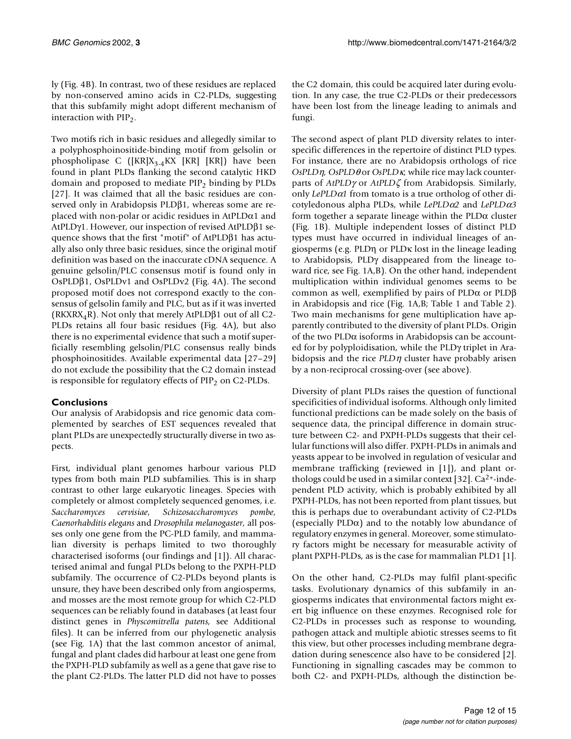ly (Fig. 4B). In contrast, two of these residues are replaced by non-conserved amino acids in C2-PLDs, suggesting that this subfamily might adopt different mechanism of interaction with $PIP_2$.

Two motifs rich in basic residues and allegedly similar to a polyphosphoinositide-binding motif from gelsolin or phospholipase C ([KR]$X_{3-4}$KX [KR] [KR]) have been found in plant PLDs flanking the second catalytic HKD domain and proposed to mediate $PIP_2$ binding by PLDs [27]. It was claimed that all the basic residues are conserved only in Arabidopsis PLDβ1, whereas some are replaced with non-polar or acidic residues in AtPLDα1 and AtPLDγ1. However, our inspection of revised AtPLDβ1 sequence shows that the first "motif" of AtPLDβ1 has actually also only three basic residues, since the original motif definition was based on the inaccurate cDNA sequence. A genuine gelsolin/PLC consensus motif is found only in OsPLDβ1, OsPLDν1 and OsPLDν2 (Fig. 4A). The second proposed motif does not correspond exactly to the consensus of gelsolin family and PLC, but as if it was inverted (RKXRX$_4$R). Not only that merely AtPLDβ1 out of all C2-PLDs retains all four basic residues (Fig. 4A), but also there is no experimental evidence that such a motif superficially resembling gelsolin/PLC consensus really binds phosphoinositides. Available experimental data [27–29] do not exclude the possibility that the C2 domain instead is responsible for regulatory effects of $PIP_2$ on C2-PLDs.

## Conclusions

Our analysis of Arabidopsis and rice genomic data complemented by searches of EST sequences revealed that plant PLDs are unexpectedly structurally diverse in two aspects.

First, individual plant genomes harbour various PLD types from both main PLD subfamilies. This is in sharp contrast to other large eukaryotic lineages. Species with completely or almost completely sequenced genomes, i.e. *Saccharomyces cervisiae, Schizosaccharomyces pombe, Caenorhabditis elegans* and *Drosophila melanogaster*, all posses only one gene from the PC-PLD family, and mammalian diversity is perhaps limited to two thoroughly characterised isoforms (our findings and [1]). All characterised animal and fungal PLDs belong to the PXPH-PLD subfamily. The occurrence of C2-PLDs beyond plants is unsure, they have been described only from angiosperms, and mosses are the most remote group for which C2-PLD sequences can be reliably found in databases (at least four distinct genes in *Physcomitrella patens,* see Additional files). It can be inferred from our phylogenetic analysis (see Fig. 1A) that the last common ancestor of animal, fungal and plant clades did harbour at least one gene from the PXPH-PLD subfamily as well as a gene that gave rise to the plant C2-PLDs. The latter PLD did not have to posses the C2 domain, this could be acquired later during evolution. In any case, the true C2-PLDs or their predecessors have been lost from the lineage leading to animals and fungi.

The second aspect of plant PLD diversity relates to interspecific differences in the repertoire of distinct PLD types. For instance, there are no Arabidopsis orthologs of rice *OsPLDη, OsPLDθ* or *OsPLDκ*, while rice may lack counterparts of *AtPLDγ* or *AtPLDζ* from Arabidopsis. Similarly, only *LePLDα1* from tomato is a true ortholog of other dicotyledonous alpha PLDs, while *LePLDα2* and *LePLDα3* form together a separate lineage within the PLDα cluster (Fig. 1B). Multiple independent losses of distinct PLD types must have occurred in individual lineages of angiosperms (e.g. PLDη or PLDκ lost in the lineage leading to Arabidopsis, PLDγ disappeared from the lineage toward rice, see Fig. 1A,B). On the other hand, independent multiplication within individual genomes seems to be common as well, exemplified by pairs of PLDα or PLDβ in Arabidopsis and rice (Fig. 1A,B; Table 1 and Table 2). Two main mechanisms for gene multiplication have apparently contributed to the diversity of plant PLDs. Origin of the two PLDα isoforms in Arabidopsis can be accounted for by polyploidisation, while the PLDγ triplet in Arabidopsis and the rice *PLDη* cluster have probably arisen by a non-reciprocal crossing-over (see above).

Diversity of plant PLDs raises the question of functional specificities of individual isoforms. Although only limited functional predictions can be made solely on the basis of sequence data, the principal difference in domain structure between C2- and PXPH-PLDs suggests that their cellular functions will also differ. PXPH-PLDs in animals and yeasts appear to be involved in regulation of vesicular and membrane trafficking (reviewed in [1]), and plant orthologs could be used in a similar context [32]. $Ca^{2+}$-independent PLD activity, which is probably exhibited by all PXPH-PLDs, has not been reported from plant tissues, but this is perhaps due to overabundant activity of C2-PLDs (especially PLDα) and to the notably low abundance of regulatory enzymes in general. Moreover, some stimulatory factors might be necessary for measurable activity of plant PXPH-PLDs, as is the case for mammalian PLD1 [1].

On the other hand, C2-PLDs may fulfil plant-specific tasks. Evolutionary dynamics of this subfamily in angiosperms indicates that environmental factors might exert big influence on these enzymes. Recognised role for C2-PLDs in processes such as response to wounding, pathogen attack and multiple abiotic stresses seems to fit this view, but other processes including membrane degradation during senescence also have to be considered [2]. Functioning in signalling cascades may be common to both C2- and PXPH-PLDs, although the distinction be-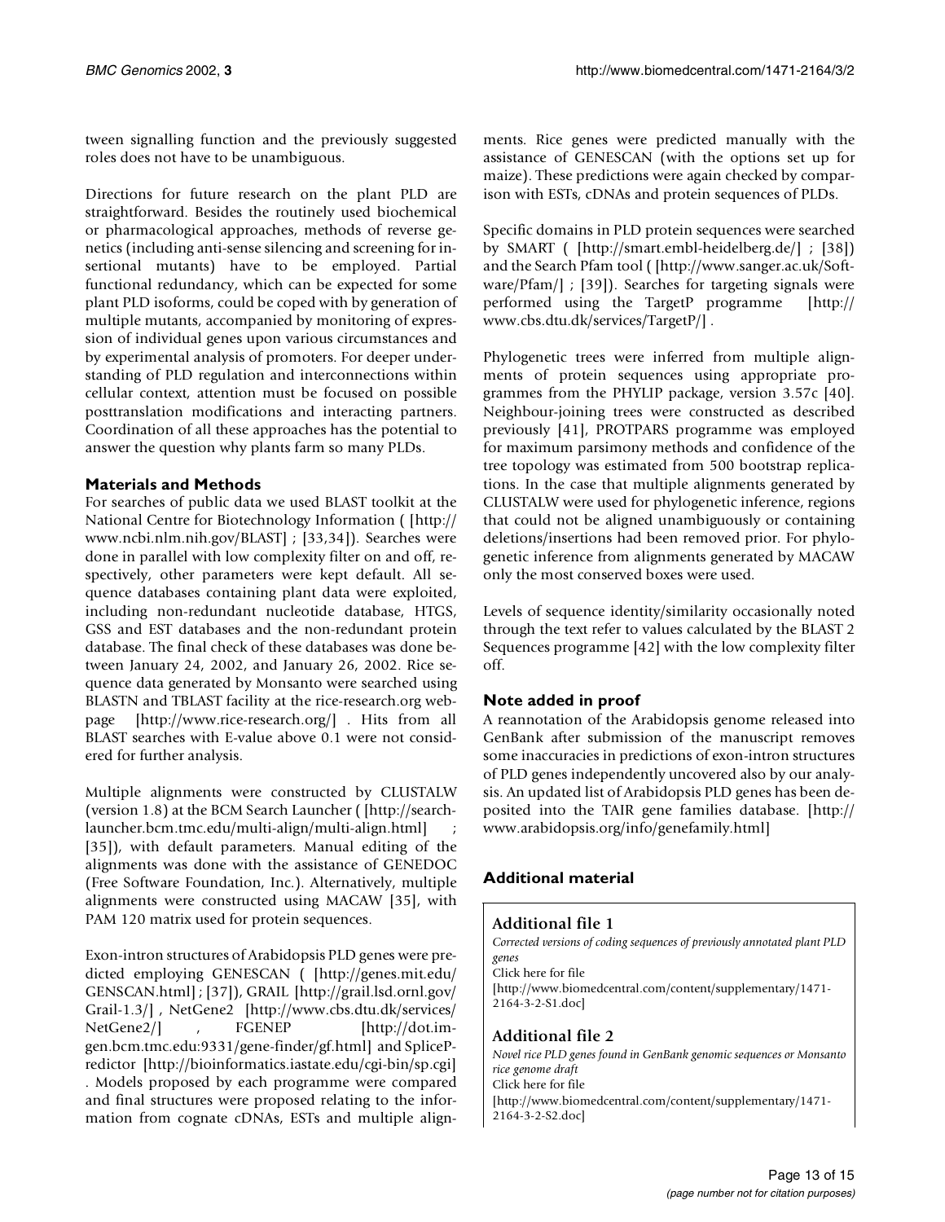tween signalling function and the previously suggested roles does not have to be unambiguous.

Directions for future research on the plant PLD are straightforward. Besides the routinely used biochemical or pharmacological approaches, methods of reverse genetics (including anti-sense silencing and screening for insertional mutants) have to be employed. Partial functional redundancy, which can be expected for some plant PLD isoforms, could be coped with by generation of multiple mutants, accompanied by monitoring of expression of individual genes upon various circumstances and by experimental analysis of promoters. For deeper understanding of PLD regulation and interconnections within cellular context, attention must be focused on possible posttranslation modifications and interacting partners. Coordination of all these approaches has the potential to answer the question why plants farm so many PLDs.

## Materials and Methods

For searches of public data we used BLAST toolkit at the National Centre for Biotechnology Information ( [http://www.ncbi.nlm.nih.gov/BLAST] ; [33,34]). Searches were done in parallel with low complexity filter on and off, respectively, other parameters were kept default. All sequence databases containing plant data were exploited, including non-redundant nucleotide database, HTGS, GSS and EST databases and the non-redundant protein database. The final check of these databases was done between January 24, 2002, and January 26, 2002. Rice sequence data generated by Monsanto were searched using BLASTN and TBLAST facility at the rice-research.org webpage [http://www.rice-research.org/] . Hits from all BLAST searches with E-value above 0.1 were not considered for further analysis.

Multiple alignments were constructed by CLUSTALW (version 1.8) at the BCM Search Launcher ( [http://searchlauncher.bcm.tmc.edu/multi-align/multi-align.html] ; [35]), with default parameters. Manual editing of the alignments was done with the assistance of GENEDOC (Free Software Foundation, Inc.). Alternatively, multiple alignments were constructed using MACAW [35], with PAM 120 matrix used for protein sequences.

Exon-intron structures of Arabidopsis PLD genes were predicted employing GENESCAN ( [http://genes.mit.edu/GENSCAN.html] ; [37]), GRAIL [http://grail.lsd.ornl.gov/Grail-1.3/] , NetGene2 [http://www.cbs.dtu.dk/services/NetGene2/] , FGENEP [http://dot.imgen.bcm.tmc.edu:9331/gene-finder/gf.html] and SplicePredictor [http://bioinformatics.iastate.edu/cgi-bin/sp.cgi] . Models proposed by each programme were compared and final structures were proposed relating to the information from cognate cDNAs, ESTs and multiple alignments. Rice genes were predicted manually with the assistance of GENESCAN (with the options set up for maize). These predictions were again checked by comparison with ESTs, cDNAs and protein sequences of PLDs.

Specific domains in PLD protein sequences were searched by SMART ( [http://smart.embl-heidelberg.de/] ; [38]) and the Search Pfam tool ( [http://www.sanger.ac.uk/Software/Pfam/] ; [39]). Searches for targeting signals were performed using the TargetP programme [http://www.cbs.dtu.dk/services/TargetP/] .

Phylogenetic trees were inferred from multiple alignments of protein sequences using appropriate programmes from the PHYLIP package, version 3.57c [40]. Neighbour-joining trees were constructed as described previously [41], PROTPARS programme was employed for maximum parsimony methods and confidence of the tree topology was estimated from 500 bootstrap replications. In the case that multiple alignments generated by CLUSTALW were used for phylogenetic inference, regions that could not be aligned unambiguously or containing deletions/insertions had been removed prior. For phylogenetic inference from alignments generated by MACAW only the most conserved boxes were used.

Levels of sequence identity/similarity occasionally noted through the text refer to values calculated by the BLAST 2 Sequences programme [42] with the low complexity filter off.

## Note added in proof

A reannotation of the Arabidopsis genome released into GenBank after submission of the manuscript removes some inaccuracies in predictions of exon-intron structures of PLD genes independently uncovered also by our analysis. An updated list of Arabidopsis PLD genes has been deposited into the TAIR gene families database. [http://www.arabidopsis.org/info/genefamily.html]

## Additional material

### Additional file 1

*Corrected versions of coding sequences of previously annotated plant PLD genes*

Click here for file

[http://www.biomedcentral.com/content/supplementary/1471-2164-3-2-S1.doc]

### Additional file 2

*Novel rice PLD genes found in GenBank genomic sequences or Monsanto rice genome draft*

Click here for file

[http://www.biomedcentral.com/content/supplementary/1471-2164-3-2-S2.doc]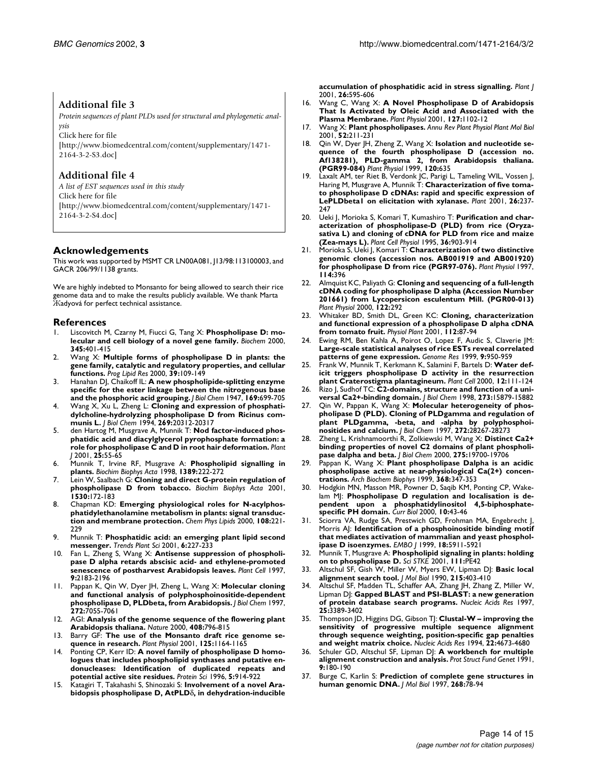## Additional file 3

*Protein sequences of plant PLDs used for structural and phylogenetic analysis*

Click here for file

[http://www.biomedcentral.com/content/supplementary/1471-2164-3-2-S3.doc]

## Additional file 4

*A list of EST sequences used in this study*

Click here for file

[http://www.biomedcentral.com/content/supplementary/1471-2164-3-2-S4.doc]

## Acknowledgements

This work was supported by MSMT CR LN00A081, J13/98:113100003, and GACR 206/99/1138 grants.

We are highly indebted to Monsanto for being allowed to search their rice genome data and to make the results publicly available. We thank Marta Жadyová for perfect technical assistance.

## References

1. Liscovitch M, Czarny M, Fiucci G, Tang X: **Phospholipase D: molecular and cell biology of a novel gene family.** *Biochem* 2000, **345:**401-415
2. Wang X: **Multiple forms of phospholipase D in plants: the gene family, catalytic and regulatory properties, and cellular functions.** *Prog Lipid Res* 2000, **39:**109-149
3. Hanahan DJ, Chaikoff IL: **A new phospholipide-splitting enzyme specific for the ester linkage between the nitrogenous base and the phosphoric acid grouping.** *J Biol Chem* 1947, **169:**699-705
4. Wang X, Xu L, Zheng L: **Cloning and expression of phosphatidylcholine-hydrolyzing phospholipase D from Ricinus communis L.** *J Biol Chem* 1994, **269:**20312-20317
5. den Hartog M, Musgrave A, Munnik T: **Nod factor-induced phosphatidic acid and diacylglycerol pyrophosphate formation: a role for phospholipase C and D in root hair deformation.** *Plant J* 2001, **25:**55-65
6. Munnik T, Irvine RF, Musgrave A: **Phospholipid signalling in plants.** *Biochim Biophys Acta* 1998, **1389:**222-272
7. Lein W, Saalbach G: **Cloning and direct G-protein regulation of phospholipase D from tobacco.** *Biochim Biophys Acta* 2001, **1530:**172-183
8. Chapman KD: **Emerging physiological roles for N-acylphosphatidylethanolamine metabolism in plants: signal transduction and membrane protection.** *Chem Phys Lipids* 2000, **108:**221-229
9. Munnik T: **Phosphatidic acid: an emerging plant lipid second messenger.** *Trends Plant Sci* 2001, **6:**227-233
10. Fan L, Zheng S, Wang X: **Antisense suppression of phospholipase D alpha retards abscisic acid- and ethylene-promoted senescence of postharvest Arabidopsis leaves.** *Plant Cell* 1997, **9:**2183-2196
11. Pappan K, Qin W, Dyer JH, Zheng L, Wang X: **Molecular cloning and functional analysis of polyphosphoinositide-dependent phospholipase D, PLDbeta, from Arabidopsis.** *J Biol Chem* 1997, **272:**7055-7061
12. AGI: **Analysis of the genome sequence of the flowering plant Arabidopsis thaliana.** *Nature* 2000, **408:**796-815
13. Barry GF: **The use of the Monsanto draft rice genome sequence in research.** *Plant Physiol* 2001, **125:**1164-1165
14. Ponting CP, Kerr ID: **A novel family of phospholipase D homologues that includes phospholipid synthases and putative endonucleases: Identification of duplicated repeats and potential active site residues.** *Protein Sci* 1996, **5:**914-922
15. Katagiri T, Takahashi S, Shinozaki S: **Involvement of a novel Arabidopsis phospholipase D, AtPLDδ, in dehydration-inducible accumulation of phosphatidic acid in stress signalling.** *Plant J* 2001, **26:**595-606
16. Wang C, Wang X: **A Novel Phospholipase D of Arabidopsis That Is Activated by Oleic Acid and Associated with the Plasma Membrane.** *Plant Physiol* 2001, **127:**1102-12
17. Wang X: **Plant phospholipases.** *Annu Rev Plant Physiol Plant Mol Biol* 2001, **52:**211-231
18. Qin W, Dyer JH, Zheng Z, Wang X: **Isolation and nucleotide sequence of the fourth phospholipase D (accession no. Af138281), PLD-gamma 2, from Arabidopsis thaliana. (PGR99-084)** *Plant Physiol* 1999, **120:**635
19. Laxalt AM, ter Riet B, Verdonk JC, Parigi L, Tameling WIL, Vossen J, Haring M, Musgrave A, Munnik T: **Characterization of five tomato phospholipase D cDNAs: rapid and specific expression of LePLDbeta1 on elicitation with xylanase.** *Plant* 2001, **26:**237-247
20. Ueki J, Morioka S, Komari T, Kumashiro T: **Purification and characterization of phospholipase-D (PLD) from rice (Oryza-sativa L) and cloning of cDNA for PLD from rice and maize (Zea-mays L).** *Plant Cell Physiol* 1995, **36:**903-914
21. Morioka S, Ueki J, Komari T: **Characterization of two distinctive genomic clones (accession nos. AB001919 and AB001920) for phospholipase D from rice (PGR97-076).** *Plant Physiol* 1997, **114:**396
22. Almquist KC, Paliyath G: **Cloning and sequencing of a full-length cDNA coding for phospholipase D alpha (Accession Number 201661) from Lycopersicon esculentum Mill. (PGR00-013)** *Plant Physiol* 2000, **122:**292
23. Whitaker BD, Smith DL, Green KC: **Cloning, characterization and functional expression of a phospholipase D alpha cDNA from tomato fruit.** *Physiol Plant* 2001, **112:**87-94
24. Ewing RM, Ben Kahla A, Poirot O, Lopez F, Audic S, Claverie JM: **Large-scale statistical analyses of rice ESTs reveal correlated patterns of gene expression.** *Genome Res* 1999, **9:**950-959
25. Frank W, Munnik T, Kerkmann K, Salamini F, Bartels D: **Water deficit triggers phospholipase D activity in the resurrection plant Craterostigma plantagineum.** *Plant Cell* 2000, **12:**111-124
26. Rizo J, Sudhof TC: **C2-domains, structure and function of a universal Ca2+-binding domain.** *J Biol Chem* 1998, **273:**15879-15882
27. Qin W, Pappan K, Wang X: **Molecular heterogeneity of phospholipase D (PLD). Cloning of PLDgamma and regulation of plant PLDgamma, -beta, and -alpha by polyphosphoinositides and calcium.** *J Biol Chem* 1997, **272:**28267-28273
28. Zheng L, Krishnamoorthi R, Zolkiewski M, Wang X: **Distinct Ca2+ binding properties of novel C2 domains of plant phospholipase dalpha and beta.** *J Biol Chem* 2000, **275:**19700-19706
29. Pappan K, Wang X: **Plant phospholipase Dalpha is an acidic phospholipase active at near-physiological Ca(2+) concentrations.** *Arch Biochem Biophys* 1999, **368:**347-353
30. Hodgkin MN, Masson MR, Powner D, Saqib KM, Ponting CP, Wakelam MJ: **Phospholipase D regulation and localisation is dependent upon a phosphatidylinositol 4,5-biphosphate-specific PH domain.** *Curr Biol* 2000, **10:**43-46
31. Sciorra VA, Rudge SA, Prestwich GD, Frohman MA, Engebrecht J, Morris AJ: **Identification of a phosphoinositide binding motif that mediates activation of mammalian and yeast phospholipase D isoenzymes.** *EMBO J* 1999, **18:**5911-5921
32. Munnik T, Musgrave A: **Phospholipid signaling in plants: holding on to phospholipase D.** *Sci STKE* 2001, **111:**PE42
33. Altschul SF, Gish W, Miller W, Myers EW, Lipman DJ: **Basic local alignment search tool.** *J Mol Biol* 1990, **215:**403-410
34. Altschul SF, Madden TL, Schaffer AA, Zhang JH, Zhang Z, Miller W, Lipman DJ: **Gapped BLAST and PSI-BLAST: a new generation of protein database search programs.** *Nucleic Acids Res* 1997, **25:**3389-3402
35. Thompson JD, Higgins DG, Gibson TJ: **Clustal-W – improving the sensitivity of progressive multiple sequence alignment through sequence weighting, position-specific gap penalties and weight matrix choice.** *Nucleic Acids Res* 1994, **22:**4673-4680
36. Schuler GD, Altschul SF, Lipman DJ: **A workbench for multiple alignment construction and analysis.** *Prot Struct Fund Genet* 1991, **9:**180-190
37. Burge C, Karlin S: **Prediction of complete gene structures in human genomic DNA.** *J Mol Biol* 1997, **268:**78-94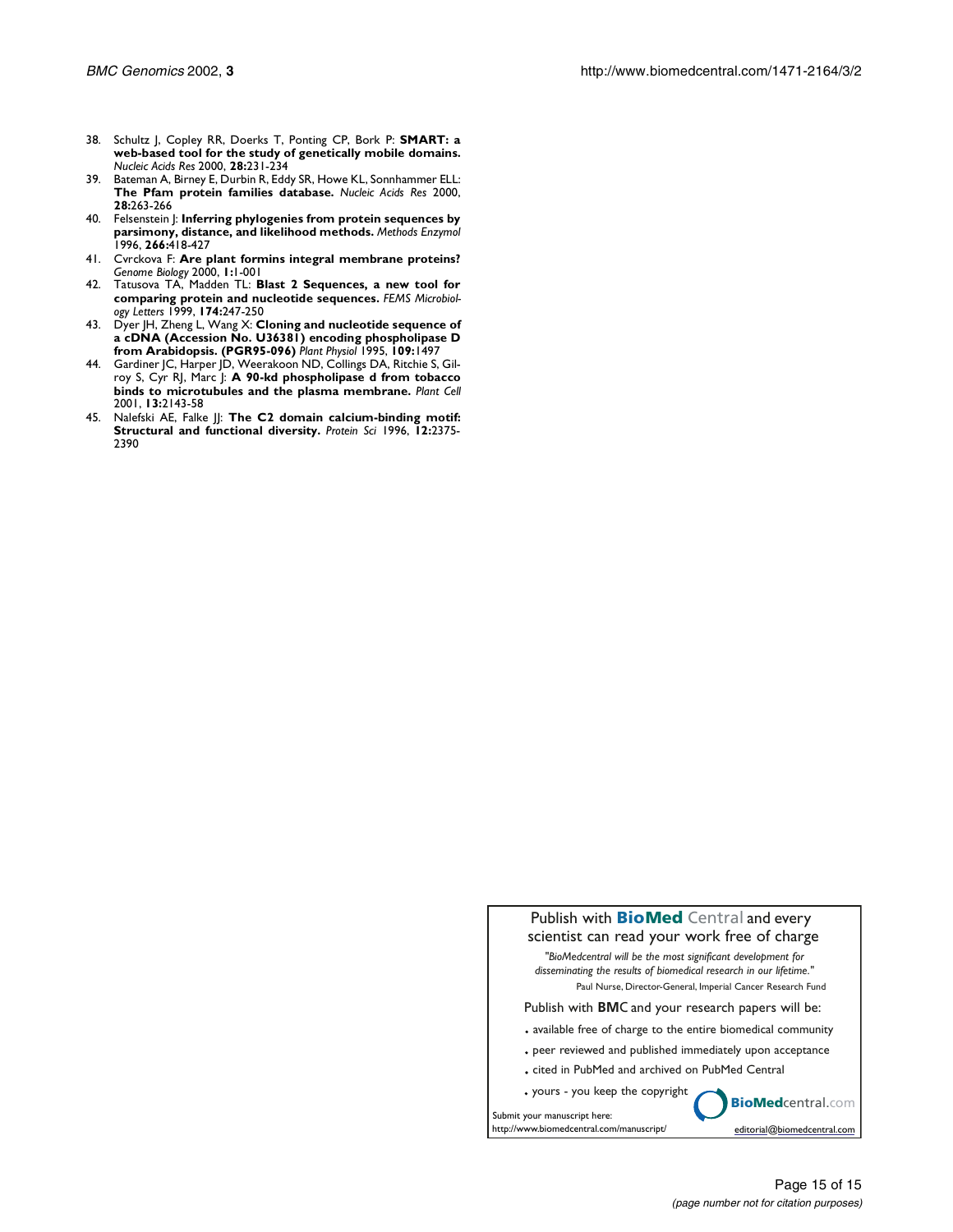38. Schultz J, Copley RR, Doerks T, Ponting CP, Bork P: **SMART: a web-based tool for the study of genetically mobile domains.** *Nucleic Acids Res* 2000, **28:**231-234
39. Bateman A, Birney E, Durbin R, Eddy SR, Howe KL, Sonnhammer ELL: **The Pfam protein families database.** *Nucleic Acids Res* 2000, **28:**263-266
40. Felsenstein J: **Inferring phylogenies from protein sequences by parsimony, distance, and likelihood methods.** *Methods Enzymol* 1996, **266:**418-427
41. Cvrckova F: **Are plant formins integral membrane proteins?** *Genome Biology* 2000, **1:**1-001
42. Tatusova TA, Madden TL: **Blast 2 Sequences, a new tool for comparing protein and nucleotide sequences.** *FEMS Microbiology Letters* 1999, **174:**247-250
43. Dyer JH, Zheng L, Wang X: **Cloning and nucleotide sequence of a cDNA (Accession No. U36381) encoding phospholipase D from Arabidopsis. (PGR95-096)** *Plant Physiol* 1995, **109:**1497
44. Gardiner JC, Harper JD, Weerakoon ND, Collings DA, Ritchie S, Gilroy S, Cyr RJ, Marc J: **A 90-kd phospholipase d from tobacco binds to microtubules and the plasma membrane.** *Plant Cell* 2001, **13:**2143-58
45. Nalefski AE, Falke JJ: **The C2 domain calcium-binding motif: Structural and functional diversity.** *Protein Sci* 1996, **12:**2375-2390

Publish with **BioMed** Central and every scientist can read your work free of charge

*"BioMedcentral will be the most significant development for disseminating the results of biomedical research in our lifetime."*
Paul Nurse, Director-General, Imperial Cancer Research Fund

Publish with **BMC** and your research papers will be:

- available free of charge to the entire biomedical community
- peer reviewed and published immediately upon acceptance
- cited in PubMed and archived on PubMed Central
- yours - you keep the copyright

**BioMed**central.com

Submit your manuscript here:
http://www.biomedcentral.com/manuscript/

editorial@biomedcentral.com